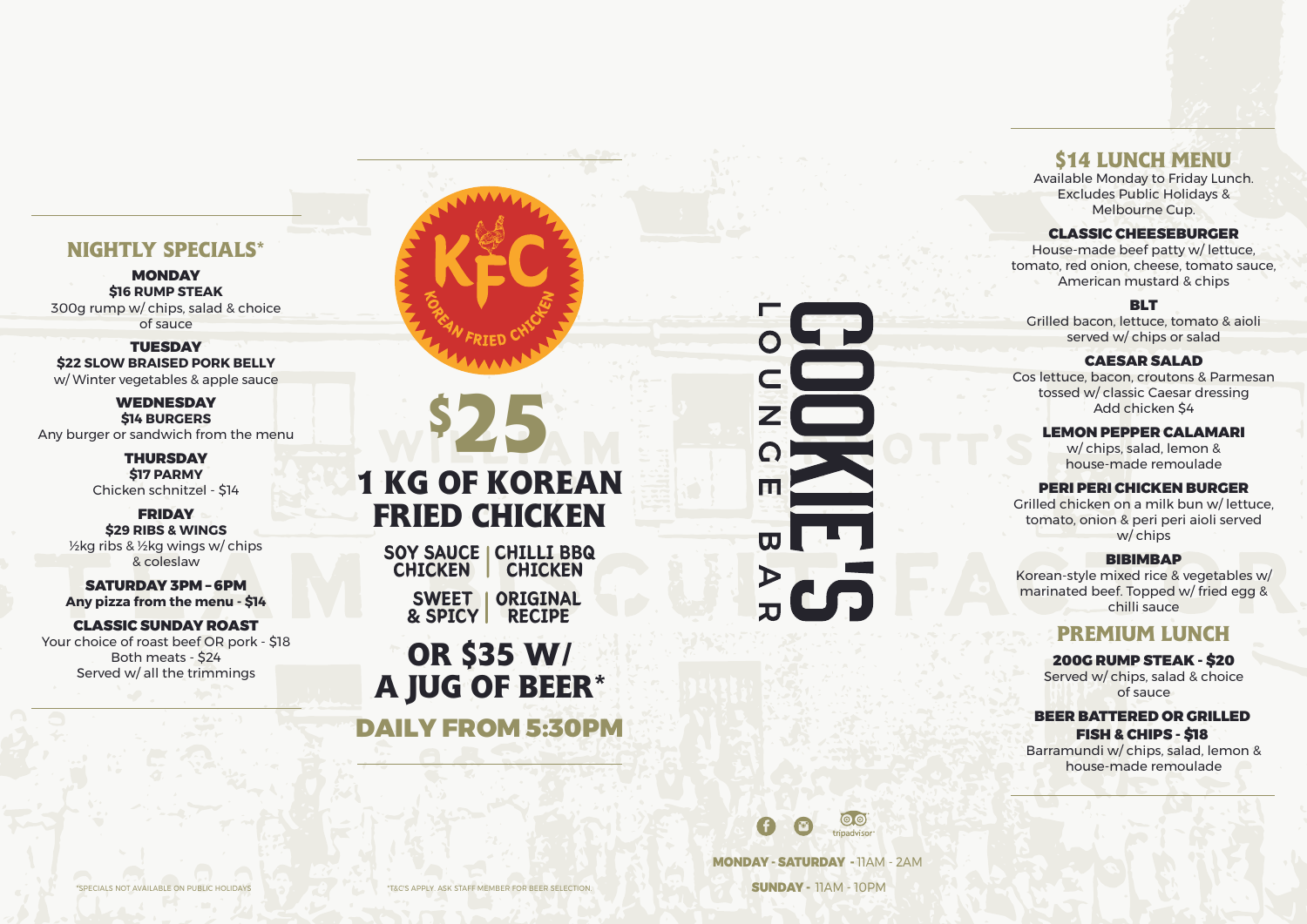## NIGHTLY SPECIALS*

**MONDAY**
**$16 RUMP STEAK**
300g rump w/ chips, salad & choice of sauce

**TUESDAY**
**$22 SLOW BRAISED PORK BELLY**
w/ Winter vegetables & apple sauce

**WEDNESDAY**
**$14 BURGERS**
Any burger or sandwich from the menu

**THURSDAY**
**$17 PARMY**
Chicken schnitzel - $14

**FRIDAY**
**$29 RIBS & WINGS**
½kg ribs & ½kg wings w/ chips & coleslaw

**SATURDAY 3PM – 6PM**
**Any pizza from the menu - $14**

**CLASSIC SUNDAY ROAST**
Your choice of roast beef OR pork - $18
Both meats - $24
Served w/ all the trimmings

*SPECIALS NOT AVAILABLE ON PUBLIC HOLIDAYS

KFC
KOREAN FRIED CHICKEN

# $25

## 1 KG OF KOREAN FRIED CHICKEN

SOY SAUCE CHICKEN | CHILLI BBQ CHICKEN

SWEET & SPICY | ORIGINAL RECIPE

## OR $35 W/ A JUG OF BEER*

**DAILY FROM 5:30PM**

*T&C'S APPLY. ASK STAFF MEMBER FOR BEER SELECTION.

# COOKIE'S
LOUNGE BAR

**MONDAY - SATURDAY** - 11AM - 2AM
**SUNDAY** - 11AM - 10PM

## $14 LUNCH MENU

Available Monday to Friday Lunch.
Excludes Public Holidays & Melbourne Cup.

**CLASSIC CHEESEBURGER**
House-made beef patty w/ lettuce, tomato, red onion, cheese, tomato sauce, American mustard & chips

**BLT**
Grilled bacon, lettuce, tomato & aioli served w/ chips or salad

**CAESAR SALAD**
Cos lettuce, bacon, croutons & Parmesan tossed w/ classic Caesar dressing
Add chicken $4

**LEMON PEPPER CALAMARI**
w/ chips, salad, lemon & house-made remoulade

**PERI PERI CHICKEN BURGER**
Grilled chicken on a milk bun w/ lettuce, tomato, onion & peri peri aioli served w/ chips

**BIBIMBAP**
Korean-style mixed rice & vegetables w/ marinated beef. Topped w/ fried egg & chilli sauce

## PREMIUM LUNCH

**200G RUMP STEAK - $20**
Served w/ chips, salad & choice of sauce

**BEER BATTERED OR GRILLED FISH & CHIPS - $18**
Barramundi w/ chips, salad, lemon & house-made remoulade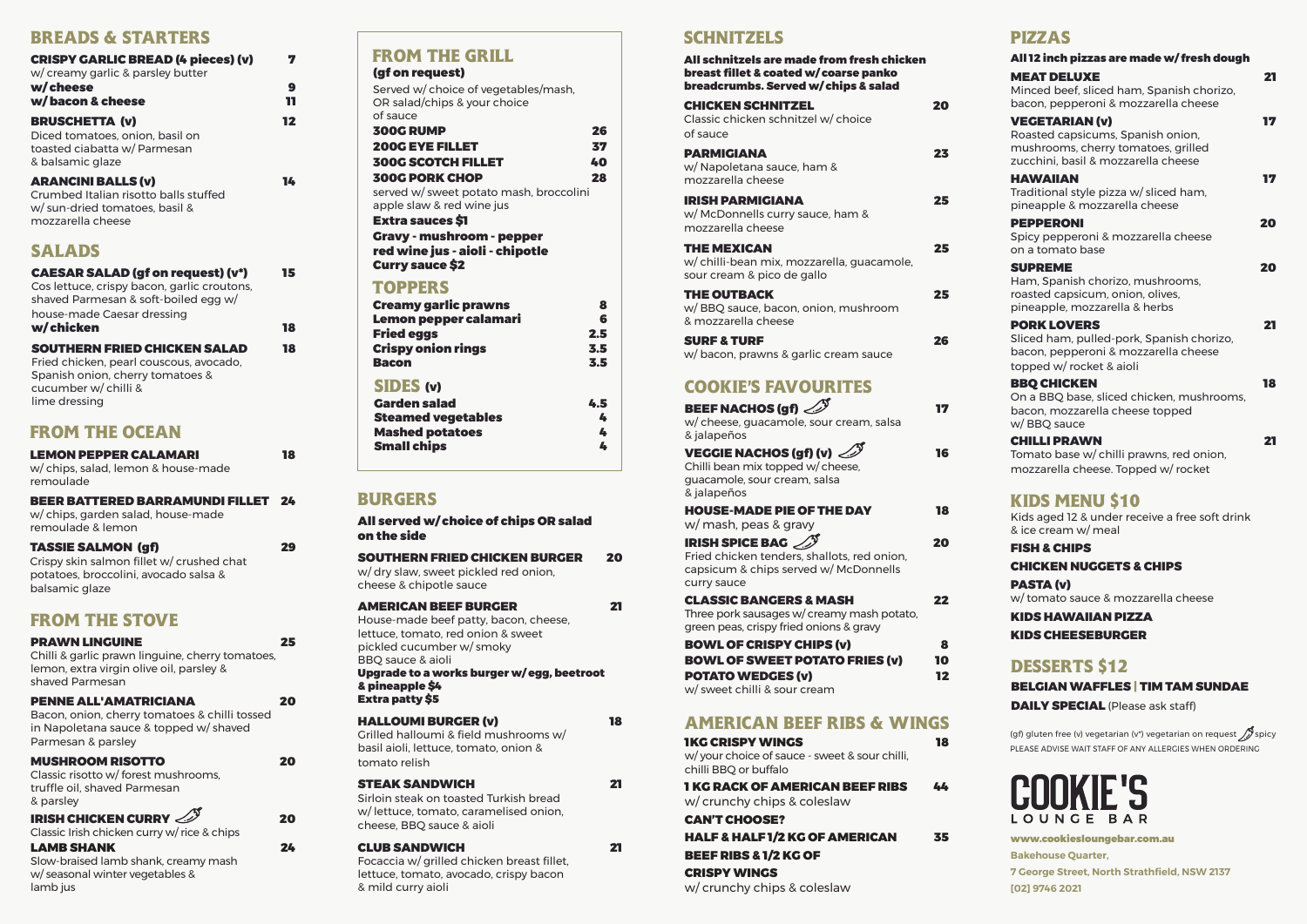## BREADS & STARTERS

**CRISPY GARLIC BREAD (4 pieces) (v)** **7**
w/ creamy garlic & parsley butter
**w/ cheese** **9**
**w/ bacon & cheese** **11**

**BRUSCHETTA (v)** **12**
Diced tomatoes, onion, basil on toasted ciabatta w/ Parmesan & balsamic glaze

**ARANCINI BALLS (v)** **14**
Crumbed Italian risotto balls stuffed w/ sun-dried tomatoes, basil & mozzarella cheese

## SALADS

**CAESAR SALAD (gf on request) (v*)** **15**
Cos lettuce, crispy bacon, garlic croutons, shaved Parmesan & soft-boiled egg w/ house-made Caesar dressing
**w/ chicken** **18**

**SOUTHERN FRIED CHICKEN SALAD** **18**
Fried chicken, pearl couscous, avocado, Spanish onion, cherry tomatoes & cucumber w/ chilli & lime dressing

## FROM THE OCEAN

**LEMON PEPPER CALAMARI** **18**
w/ chips, salad, lemon & house-made remoulade

**BEER BATTERED BARRAMUNDI FILLET** **24**
w/ chips, garden salad, house-made remoulade & lemon

**TASSIE SALMON (gf)** **29**
Crispy skin salmon fillet w/ crushed chat potatoes, broccolini, avocado salsa & balsamic glaze

## FROM THE STOVE

**PRAWN LINGUINE** **25**
Chilli & garlic prawn linguine, cherry tomatoes, lemon, extra virgin olive oil, parsley & shaved Parmesan

**PENNE ALL'AMATRICIANA** **20**
Bacon, onion, cherry tomatoes & chilli tossed in Napoletana sauce & topped w/ shaved Parmesan & parsley

**MUSHROOM RISOTTO** **20**
Classic risotto w/ forest mushrooms, truffle oil, shaved Parmesan & parsley

**IRISH CHICKEN CURRY** (spicy) **20**
Classic Irish chicken curry w/ rice & chips

**LAMB SHANK** **24**
Slow-braised lamb shank, creamy mash w/ seasonal winter vegetables & lamb jus

## FROM THE GRILL
**(gf on request)**

Served w/ choice of vegetables/mash, OR salad/chips & your choice of sauce

| | |
|---|---|
| **300G RUMP** | **26** |
| **200G EYE FILLET** | **37** |
| **300G SCOTCH FILLET** | **40** |
| **300G PORK CHOP** | **28** |

served w/ sweet potato mash, broccolini apple slaw & red wine jus

**Extra sauces $1**
**Gravy - mushroom - pepper**
**red wine jus - aioli - chipotle**
**Curry sauce $2**

## TOPPERS

| | |
|---|---|
| **Creamy garlic prawns** | **8** |
| **Lemon pepper calamari** | **6** |
| **Fried eggs** | **2.5** |
| **Crispy onion rings** | **3.5** |
| **Bacon** | **3.5** |

## SIDES (v)

| | |
|---|---|
| **Garden salad** | **4.5** |
| **Steamed vegetables** | **4** |
| **Mashed potatoes** | **4** |
| **Small chips** | **4** |

## BURGERS

**All served w/ choice of chips OR salad on the side**

**SOUTHERN FRIED CHICKEN BURGER** **20**
w/ dry slaw, sweet pickled red onion, cheese & chipotle sauce

**AMERICAN BEEF BURGER** **21**
House-made beef patty, bacon, cheese, lettuce, tomato, red onion & sweet pickled cucumber w/ smoky BBQ sauce & aioli
**Upgrade to a works burger w/ egg, beetroot & pineapple $4**
**Extra patty $5**

**HALLOUMI BURGER (v)** **18**
Grilled halloumi & field mushrooms w/ basil aioli, lettuce, tomato, onion & tomato relish

**STEAK SANDWICH** **21**
Sirloin steak on toasted Turkish bread w/ lettuce, tomato, caramelised onion, cheese, BBQ sauce & aioli

**CLUB SANDWICH** **21**
Focaccia w/ grilled chicken breast fillet, lettuce, tomato, avocado, crispy bacon & mild curry aioli

## SCHNITZELS

**All schnitzels are made from fresh chicken breast fillet & coated w/ coarse panko breadcrumbs. Served w/ chips & salad**

**CHICKEN SCHNITZEL** **20**
Classic chicken schnitzel w/ choice of sauce

**PARMIGIANA** **23**
w/ Napoletana sauce, ham & mozzarella cheese

**IRISH PARMIGIANA** **25**
w/ McDonnells curry sauce, ham & mozzarella cheese

**THE MEXICAN** **25**
w/ chilli-bean mix, mozzarella, guacamole, sour cream & pico de gallo

**THE OUTBACK** **25**
w/ BBQ sauce, bacon, onion, mushroom & mozzarella cheese

**SURF & TURF** **26**
w/ bacon, prawns & garlic cream sauce

## COOKIE'S FAVOURITES

**BEEF NACHOS (gf)** (spicy) **17**
w/ cheese, guacamole, sour cream, salsa & jalapeños

**VEGGIE NACHOS (gf) (v)** (spicy) **16**
Chilli bean mix topped w/ cheese, guacamole, sour cream, salsa & jalapeños

**HOUSE-MADE PIE OF THE DAY** **18**
w/ mash, peas & gravy

**IRISH SPICE BAG** (spicy) **20**
Fried chicken tenders, shallots, red onion, capsicum & chips served w/ McDonnells curry sauce

**CLASSIC BANGERS & MASH** **22**
Three pork sausages w/ creamy mash potato, green peas, crispy fried onions & gravy

**BOWL OF CRISPY CHIPS (v)** **8**
**BOWL OF SWEET POTATO FRIES (v)** **10**
**POTATO WEDGES (v)** **12**
w/ sweet chilli & sour cream

## AMERICAN BEEF RIBS & WINGS

**1KG CRISPY WINGS** **18**
w/ your choice of sauce - sweet & sour chilli, chilli BBQ or buffalo

**1 KG RACK OF AMERICAN BEEF RIBS** **44**
w/ crunchy chips & coleslaw

**CAN'T CHOOSE?**
**HALF & HALF 1/2 KG OF AMERICAN BEEF RIBS & 1/2 KG OF CRISPY WINGS** **35**
w/ crunchy chips & coleslaw

## PIZZAS

**All 12 inch pizzas are made w/ fresh dough**

**MEAT DELUXE** **21**
Minced beef, sliced ham, Spanish chorizo, bacon, pepperoni & mozzarella cheese

**VEGETARIAN (v)** **17**
Roasted capsicums, Spanish onion, mushrooms, cherry tomatoes, grilled zucchini, basil & mozzarella cheese

**HAWAIIAN** **17**
Traditional style pizza w/ sliced ham, pineapple & mozzarella cheese

**PEPPERONI** **20**
Spicy pepperoni & mozzarella cheese on a tomato base

**SUPREME** **20**
Ham, Spanish chorizo, mushrooms, roasted capsicum, onion, olives, pineapple, mozzarella & herbs

**PORK LOVERS** **21**
Sliced ham, pulled-pork, Spanish chorizo, bacon, pepperoni & mozzarella cheese topped w/ rocket & aioli

**BBQ CHICKEN** **18**
On a BBQ base, sliced chicken, mushrooms, bacon, mozzarella cheese topped w/ BBQ sauce

**CHILLI PRAWN** **21**
Tomato base w/ chilli prawns, red onion, mozzarella cheese. Topped w/ rocket

## KIDS MENU $10

Kids aged 12 & under receive a free soft drink & ice cream w/ meal

**FISH & CHIPS**
**CHICKEN NUGGETS & CHIPS**
**PASTA (v)**
w/ tomato sauce & mozzarella cheese
**KIDS HAWAIIAN PIZZA**
**KIDS CHEESEBURGER**

## DESSERTS $12

**BELGIAN WAFFLES | TIM TAM SUNDAE**
**DAILY SPECIAL** (Please ask staff)

(gf) gluten free (v) vegetarian (v*) vegetarian on request (chilli icon) spicy
PLEASE ADVISE WAIT STAFF OF ANY ALLERGIES WHEN ORDERING

COOKIE'S
LOUNGE BAR

www.cookiesloungebar.com.au
Bakehouse Quarter,
7 George Street, North Strathfield, NSW 2137
[02] 9746 2021